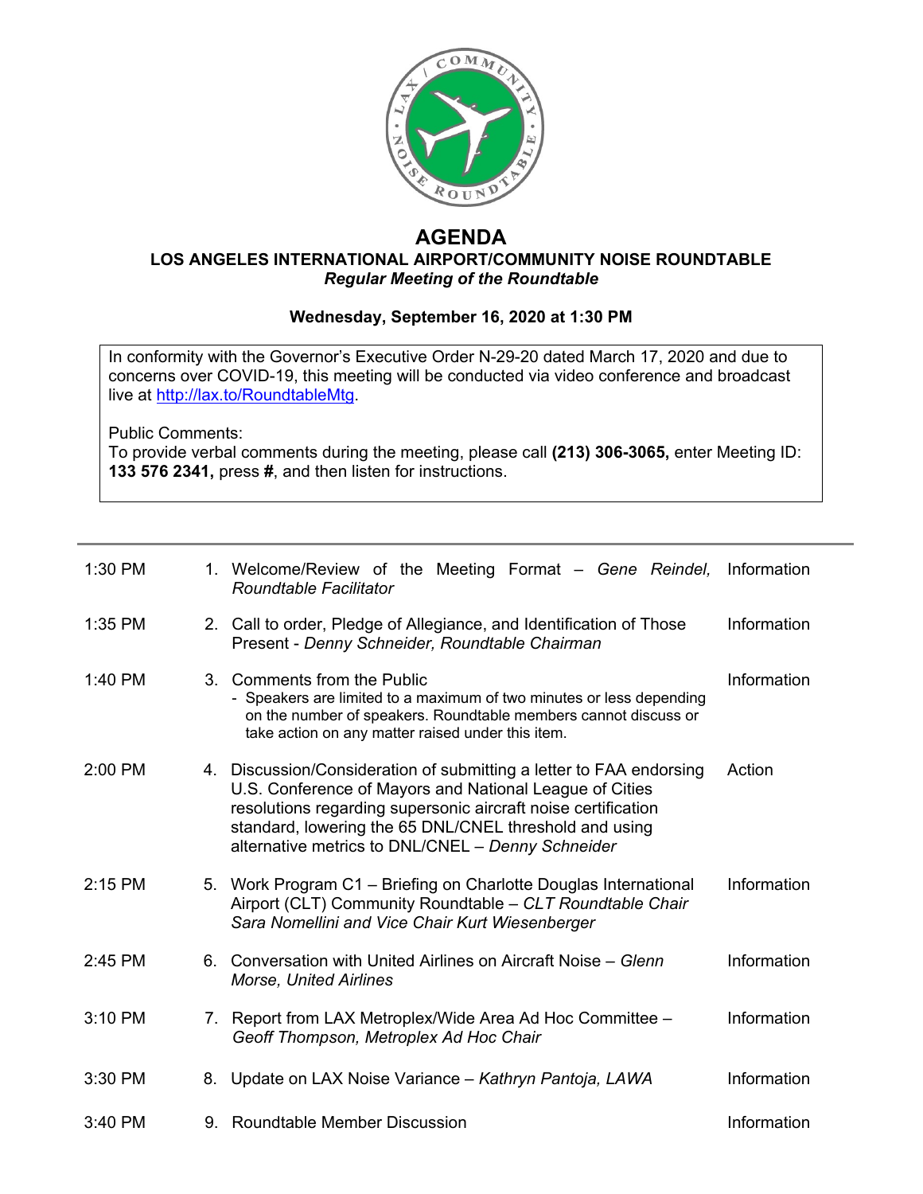# AGENDA

## LOS ANGELES INTERNATIONAL AIRPORT/COMMUNITY NOISE ROUNDTABLE

***Regular Meeting of the Roundtable***

**Wednesday, September 16, 2020 at 1:30 PM**

In conformity with the Governor's Executive Order N-29-20 dated March 17, 2020 and due to concerns over COVID-19, this meeting will be conducted via video conference and broadcast live at http://lax.to/RoundtableMtg.

Public Comments:
To provide verbal comments during the meeting, please call **(213) 306-3065,** enter Meeting ID: **133 576 2341,** press **#**, and then listen for instructions.

---

| Time | Item | Type |
|---|---|---|
| 1:30 PM | 1. Welcome/Review of the Meeting Format – *Gene Reindel, Roundtable Facilitator* | Information |
| 1:35 PM | 2. Call to order, Pledge of Allegiance, and Identification of Those Present - *Denny Schneider, Roundtable Chairman* | Information |
| 1:40 PM | 3. Comments from the Public<br>- Speakers are limited to a maximum of two minutes or less depending on the number of speakers. Roundtable members cannot discuss or take action on any matter raised under this item. | Information |
| 2:00 PM | 4. Discussion/Consideration of submitting a letter to FAA endorsing U.S. Conference of Mayors and National League of Cities resolutions regarding supersonic aircraft noise certification standard, lowering the 65 DNL/CNEL threshold and using alternative metrics to DNL/CNEL – *Denny Schneider* | Action |
| 2:15 PM | 5. Work Program C1 – Briefing on Charlotte Douglas International Airport (CLT) Community Roundtable – *CLT Roundtable Chair Sara Nomellini and Vice Chair Kurt Wiesenberger* | Information |
| 2:45 PM | 6. Conversation with United Airlines on Aircraft Noise – *Glenn Morse, United Airlines* | Information |
| 3:10 PM | 7. Report from LAX Metroplex/Wide Area Ad Hoc Committee – *Geoff Thompson, Metroplex Ad Hoc Chair* | Information |
| 3:30 PM | 8. Update on LAX Noise Variance – *Kathryn Pantoja, LAWA* | Information |
| 3:40 PM | 9. Roundtable Member Discussion | Information |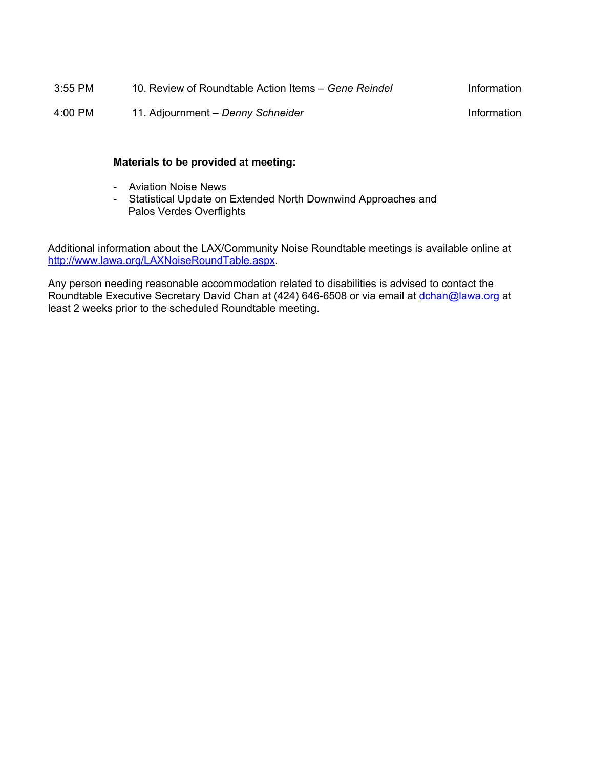| | | |
|---|---|---|
| 3:55 PM | 10. Review of Roundtable Action Items – *Gene Reindel* | Information |
| 4:00 PM | 11. Adjournment – *Denny Schneider* | Information |

**Materials to be provided at meeting:**

- Aviation Noise News
- Statistical Update on Extended North Downwind Approaches and Palos Verdes Overflights

Additional information about the LAX/Community Noise Roundtable meetings is available online at http://www.lawa.org/LAXNoiseRoundTable.aspx.

Any person needing reasonable accommodation related to disabilities is advised to contact the Roundtable Executive Secretary David Chan at (424) 646-6508 or via email at dchan@lawa.org at least 2 weeks prior to the scheduled Roundtable meeting.